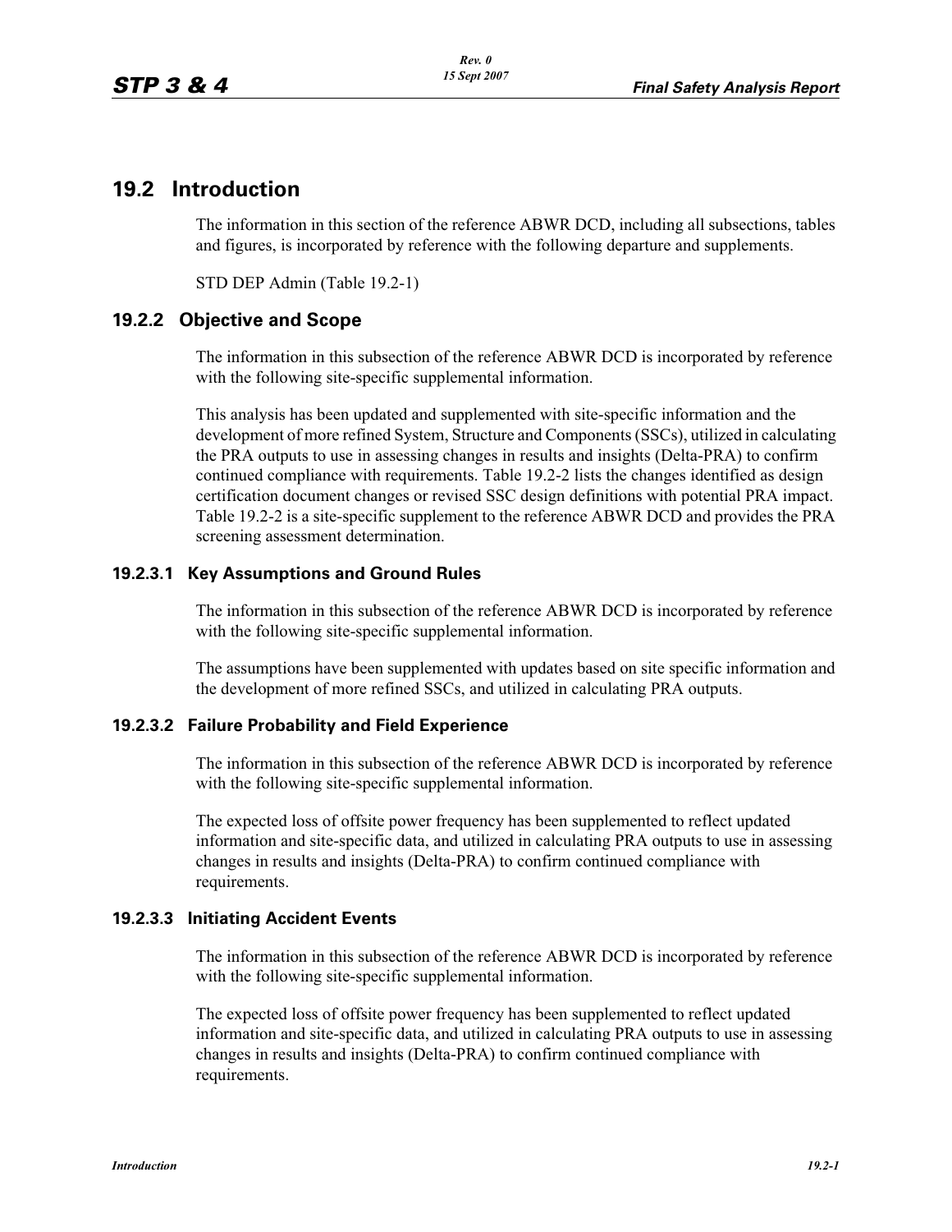## 19.2 Introduction

The information in this section of the reference ABWR DCD, including all subsections, tables and figures, is incorporated by reference with the following departure and supplements.

STD DEP Admin (Table 19.2-1)

### 19.2.2 Objective and Scope

The information in this subsection of the reference ABWR DCD is incorporated by reference with the following site-specific supplemental information.

This analysis has been updated and supplemented with site-specific information and the development of more refined System, Structure and Components (SSCs), utilized in calculating the PRA outputs to use in assessing changes in results and insights (Delta-PRA) to confirm continued compliance with requirements. Table 19.2-2 lists the changes identified as design certification document changes or revised SSC design definitions with potential PRA impact. Table 19.2-2 is a site-specific supplement to the reference ABWR DCD and provides the PRA screening assessment determination.

#### 19.2.3.1 Key Assumptions and Ground Rules

The information in this subsection of the reference ABWR DCD is incorporated by reference with the following site-specific supplemental information.

The assumptions have been supplemented with updates based on site specific information and the development of more refined SSCs, and utilized in calculating PRA outputs.

#### 19.2.3.2 Failure Probability and Field Experience

The information in this subsection of the reference ABWR DCD is incorporated by reference with the following site-specific supplemental information.

The expected loss of offsite power frequency has been supplemented to reflect updated information and site-specific data, and utilized in calculating PRA outputs to use in assessing changes in results and insights (Delta-PRA) to confirm continued compliance with requirements.

#### 19.2.3.3 Initiating Accident Events

The information in this subsection of the reference ABWR DCD is incorporated by reference with the following site-specific supplemental information.

The expected loss of offsite power frequency has been supplemented to reflect updated information and site-specific data, and utilized in calculating PRA outputs to use in assessing changes in results and insights (Delta-PRA) to confirm continued compliance with requirements.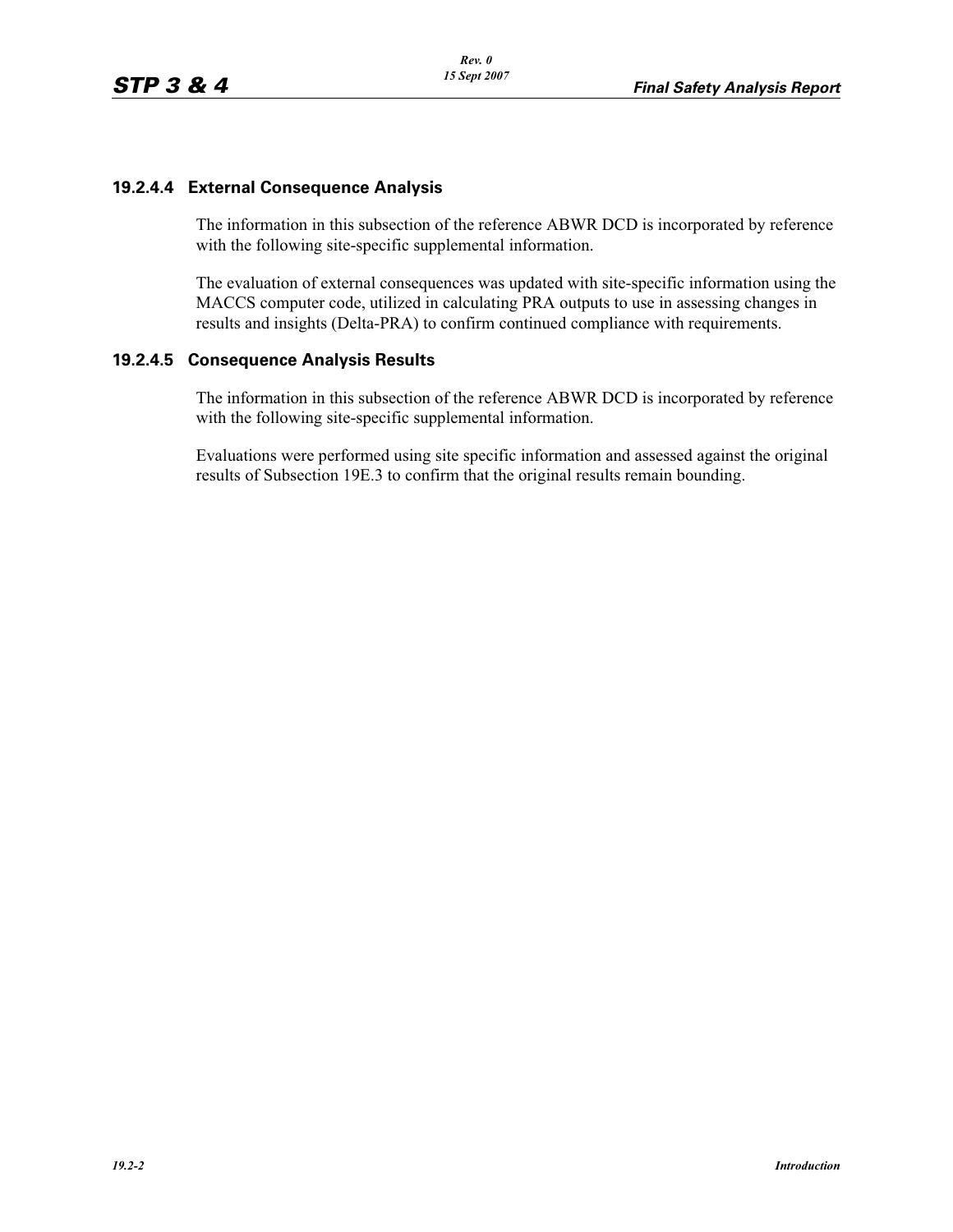### 19.2.4.4 External Consequence Analysis

The information in this subsection of the reference ABWR DCD is incorporated by reference with the following site-specific supplemental information.

The evaluation of external consequences was updated with site-specific information using the MACCS computer code, utilized in calculating PRA outputs to use in assessing changes in results and insights (Delta-PRA) to confirm continued compliance with requirements.

### 19.2.4.5 Consequence Analysis Results

The information in this subsection of the reference ABWR DCD is incorporated by reference with the following site-specific supplemental information.

Evaluations were performed using site specific information and assessed against the original results of Subsection 19E.3 to confirm that the original results remain bounding.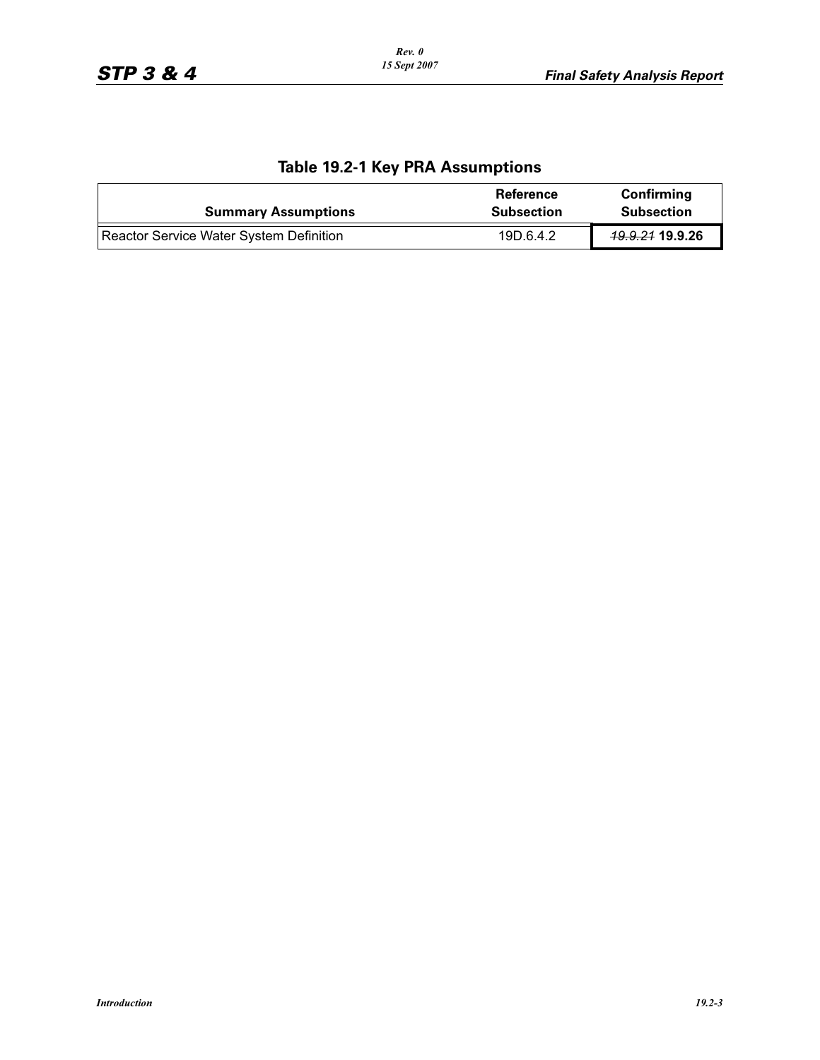## Table 19.2-1 Key PRA Assumptions

| Summary Assumptions | Reference Subsection | Confirming Subsection |
|---|---|---|
| Reactor Service Water System Definition | 19D.6.4.2 | ~~*19.9.21*~~ **19.9.26** |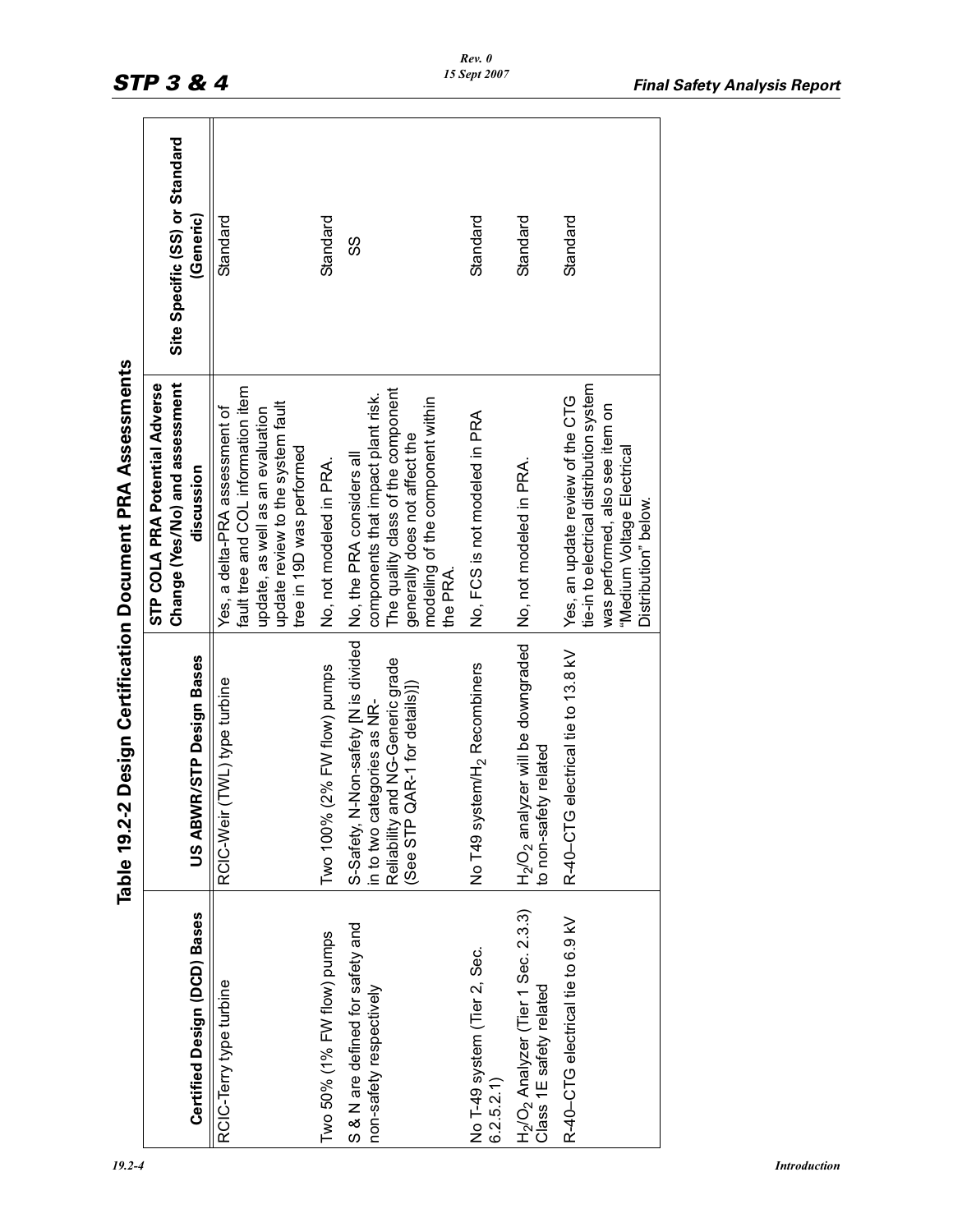## Table 19.2-2 Design Certification Document PRA Assessments

| Certified Design (DCD) Bases | US ABWR/STP Design Bases | STP COLA PRA Potential Adverse Change (Yes/No) and assessment discussion | Site Specific (SS) or Standard (Generic) |
|---|---|---|---|
| RCIC-Terry type turbine | RCIC-Weir (TWL) type turbine | Yes, a delta-PRA assessment of fault tree and COL information item update, as well as an evaluation update review to the system fault tree in 19D was performed | Standard |
| Two 50% (1% FW flow) pumps | Two 100% (2% FW flow) pumps | No, not modeled in PRA. | Standard |
| S & N are defined for safety and non-safety respectively | S-Safety, N-Non-safety [N is divided in to two categories as NR-Reliability and NG-Generic grade (See STP QAR-1 for details)] | No, the PRA considers all components that impact plant risk. The quality class of the component generally does not affect the modeling of the component within the PRA. | SS |
| No T-49 system (Tier 2, Sec. 6.2.5.2.1) | No T49 system/$H_2$ Recombiners | No, FCS is not modeled in PRA | Standard |
| $H_2/O_2$ Analyzer (Tier 1 Sec. 2.3.3) Class 1E safety related | $H_2/O_2$ analyzer will be downgraded to non-safety related | No, not modeled in PRA. | Standard |
| R-40–CTG electrical tie to 6.9 kV | R-40–CTG electrical tie to 13.8 kV | Yes, an update review of the CTG tie-in to electrical distribution system was performed, also see item on "Medium Voltage Electrical Distribution" below. | Standard |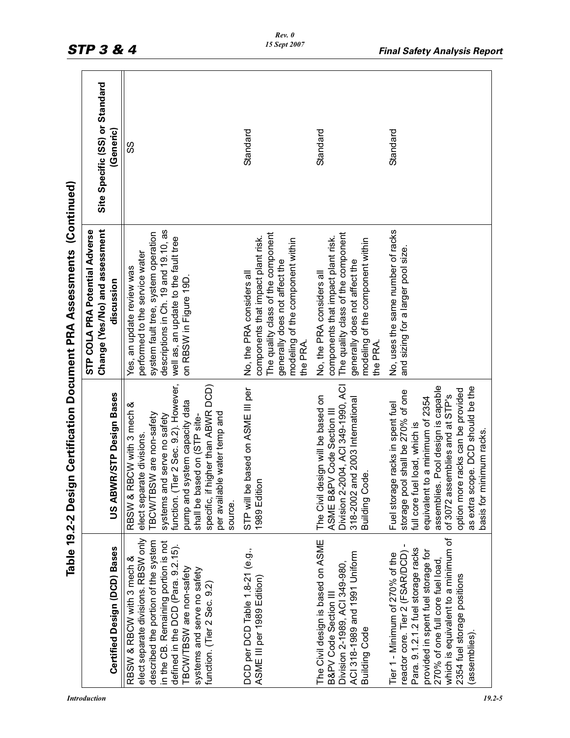## Table 19.2-2 Design Certification Document PRA Assessments (Continued)

| Certified Design (DCD) Bases | US ABWR/STP Design Bases | STP COLA PRA Potential Adverse Change (Yes/No) and assessment discussion | Site Specific (SS) or Standard (Generic) |
|---|---|---|---|
| RBSW & RBCW with 3 mech & elect separate divisions. RBSW only described the portion of the system in the CB. Remaining portion is not defined in the DCD (Para. 9.2.15). TBCW/TBSW are non-safety systems and serve no safety function. (Tier 2 Sec. 9.2) | RBSW & RBCW with 3 mech & elect separate divisions. TBCW/TBSW are non-safety systems and serve no safety function. (Tier 2 Sec. 9.2). However, pump and system capacity data shall be based on (STP site-specific, if higher than ABWR DCD) per available water temp and source. | Yes, an update review was performed to the service water system fault tree, system operation descriptions in Ch. 19 and 19.10, as well as, an update to the fault tree on RBSW in Figure 19D. | SS |
| DCD per DCD Table 1.8-21 (e.g., ASME III per 1989 Edition) | STP will be based on ASME III per 1989 Edition | No, the PRA considers all components that impact plant risk. The quality class of the component generally does not affect the modeling of the component within the PRA. | Standard |
| The Civil design is based on ASME B&PV Code Section III Division 2-1989, ACI 349-980, ACI 318-1989 and 1991 Uniform Building Code | The Civil design will be based on ASME B&PV Code Section III Division 2-2004, ACI 349-1990, ACI 318-2002 and 2003 International Building Code. | No, the PRA considers all components that impact plant risk. The quality class of the component generally does not affect the modeling of the component within the PRA. | Standard |
| Tier 1 - Minimum of 270% of the reactor core. Tier 2 (FSAR/DCD) - Para. 9.1.2.1.2 fuel storage racks provided in spent fuel storage for 270% of one full core fuel load, which is equivalent to a minimum of 2354 fuel storage positions (assemblies). | Fuel storage racks in spent fuel storage pool shall be 270% of one full core fuel load, which is equivalent to a minimum of 2354 assemblies. Pool design is capable of 3072 assemblies and at STP's option more racks can be provided as extra scope. DCD should be the basis for minimum racks. | No, uses the same number of racks and sizing for a larger pool size. | Standard |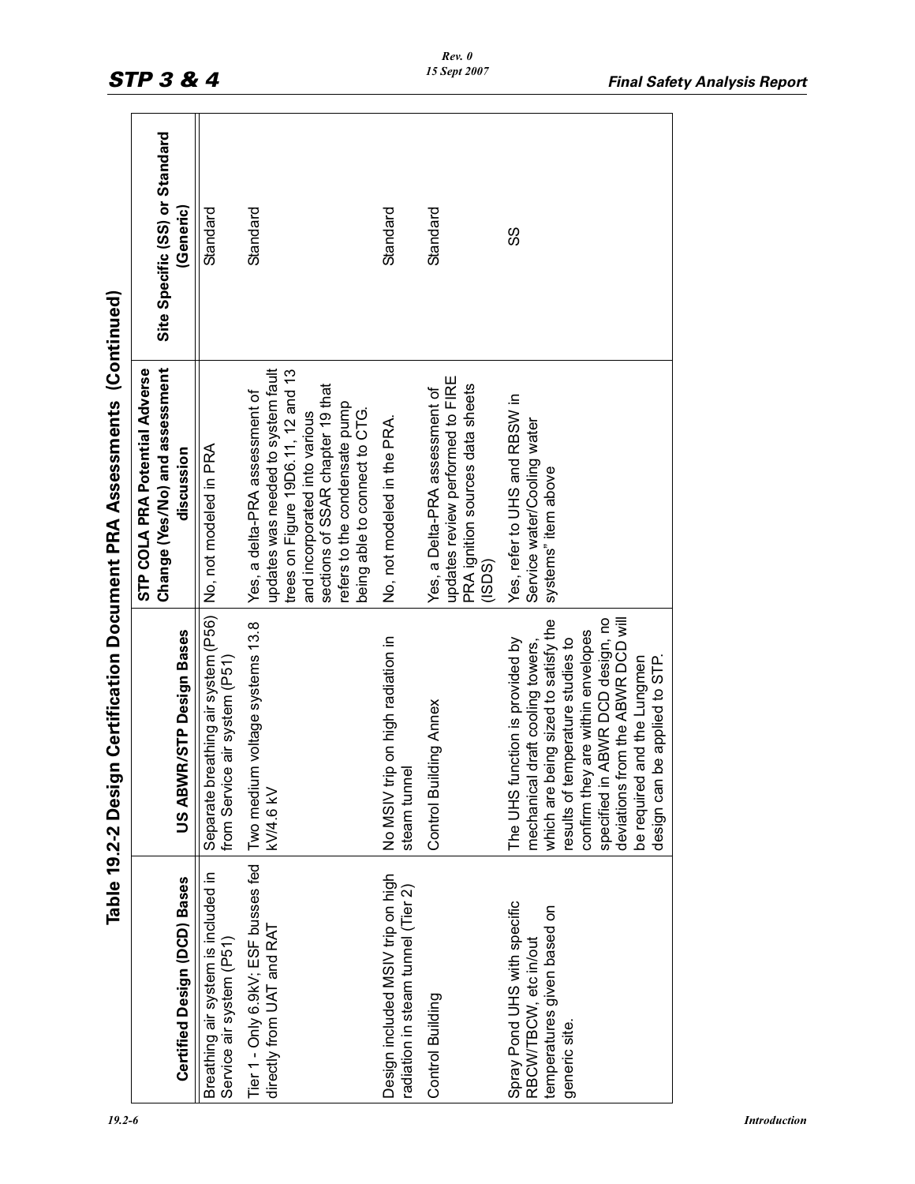## Table 19.2-2 Design Certification Document PRA Assessments (Continued)

| Certified Design (DCD) Bases | US ABWR/STP Design Bases | STP COLA PRA Potential Adverse Change (Yes/No) and assessment discussion | Site Specific (SS) or Standard (Generic) |
|---|---|---|---|
| Breathing air system is included in Service air system (P51) | Separate breathing air system (P56) from Service air system (P51) | No, not modeled in PRA | Standard |
| Tier 1 - Only 6.9kV; ESF busses fed directly from UAT and RAT | Two medium voltage systems 13.8 kV/4.6 kV | Yes, a delta-PRA assessment of updates was needed to system fault trees on Figure 19D6.11, 12 and 13 and incorporated into various sections of SSAR chapter 19 that refers to the condensate pump being able to connect to CTG. | Standard |
| Design included MSIV trip on high radiation in steam tunnel (Tier 2) | No MSIV trip on high radiation in steam tunnel | No, not modeled in the PRA. | Standard |
| Control Building | Control Building Annex | Yes, a Delta-PRA assessment of updates review performed to FIRE PRA ignition sources data sheets (ISDS) | Standard |
| Spray Pond UHS with specific RBCW/TBCW, etc in/out temperatures given based on generic site. | The UHS function is provided by mechanical draft cooling towers, which are being sized to satisfy the results of temperature studies to confirm they are within envelopes specified in ABWR DCD design, no deviations from the ABWR DCD will be required and the Lungmen design can be applied to STP. | Yes, refer to UHS and RBSW in Service water/Cooling water systems" item above | SS |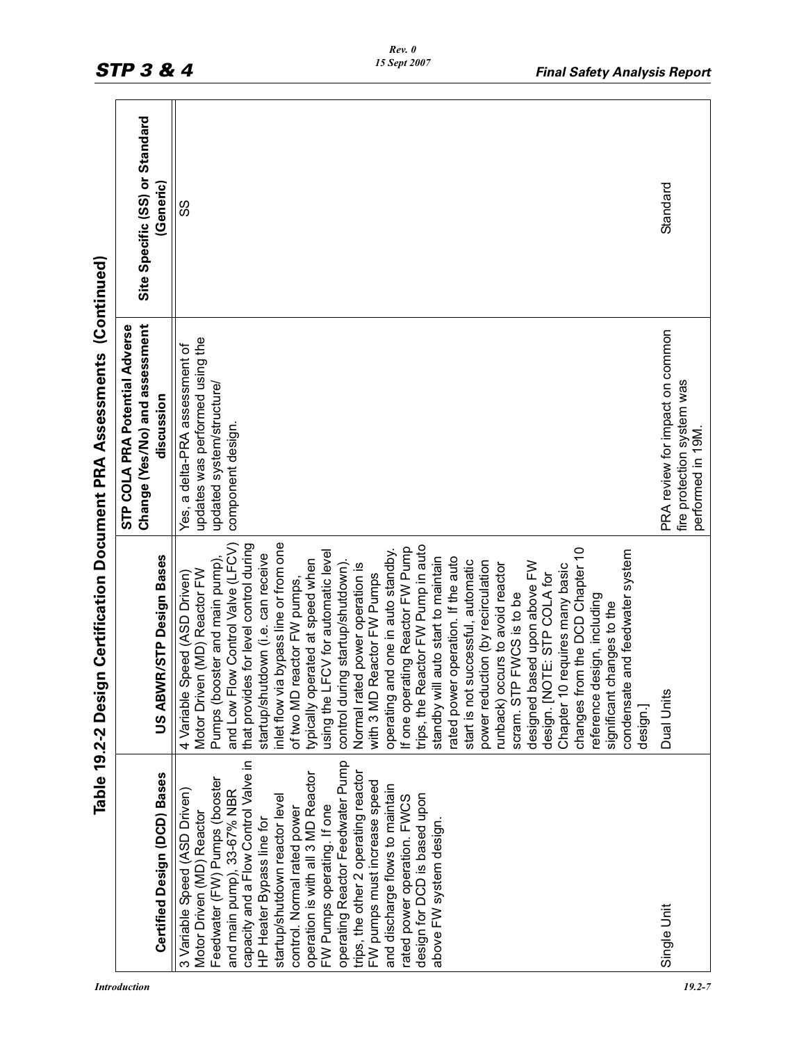## Table 19.2-2 Design Certification Document PRA Assessments (Continued)

| Certified Design (DCD) Bases | US ABWR/STP Design Bases | STP COLA PRA Potential Adverse Change (Yes/No) and assessment discussion | Site Specific (SS) or Standard (Generic) |
|---|---|---|---|
| 3 Variable Speed (ASD Driven) Motor Driven (MD) Reactor Feedwater (FW) Pumps (booster and main pump), 33-67% NBR capacity and a Flow Control Valve in HP Heater Bypass line for startup/shutdown reactor level control. Normal rated power operation is with all 3 MD Reactor FW Pumps operating. If one operating Reactor Feedwater Pump trips, the other 2 operating reactor FW pumps must increase speed and discharge flows to maintain rated power operation. FWCS design for DCD is based upon above FW system design. | 4 Variable Speed (ASD Driven) Motor Driven (MD) Reactor FW Pumps (booster and main pump), and Low Flow Control Valve (LFCV) that provides for level control during startup/shutdown (i.e. can receive inlet flow via bypass line or from one of two MD reactor FW pumps, typically operated at speed when using the LFCV for automatic level control during startup/shutdown). Normal rated power operation is with 3 MD Reactor FW Pumps operating and one in auto standby. If one operating Reactor FW Pump trips, the Reactor FW Pump in auto standby will auto start to maintain rated power operation. If the auto start is not successful, automatic power reduction (by recirculation runback) occurs to avoid reactor scram. STP FWCS is to be designed based upon above FW design. [NOTE: STP COLA for Chapter 10 requires many basic changes from the DCD Chapter 10 reference design, including significant changes to the condensate and feedwater system design.] | Yes, a delta-PRA assessment of updates was performed using the updated system/structure/ component design. | SS |
| Single Unit | Dual Units | PRA review for impact on common fire protection system was performed in 19M. | Standard |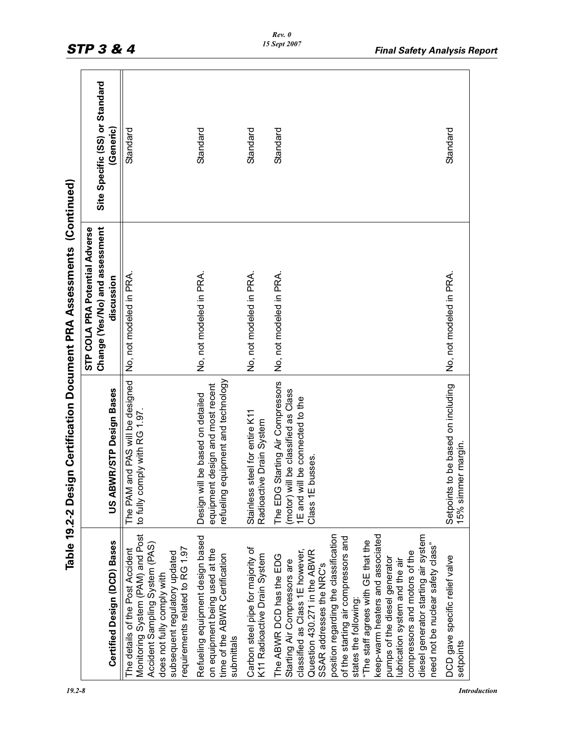## Table 19.2-2 Design Certification Document PRA Assessments (Continued)

| Certified Design (DCD) Bases | US ABWR/STP Design Bases | STP COLA PRA Potential Adverse Change (Yes/No) and assessment discussion | Site Specific (SS) or Standard (Generic) |
|---|---|---|---|
| The details of the Post Accident Monitoring System (PAM) and Post Accident Sampling System (PAS) does not fully comply with subsequent regulatory updated requirements related to RG 1.97 | The PAM and PAS will be designed to fully comply with RG 1.97. | No, not modeled in PRA. | Standard |
| Refueling equipment design based on equipment being used at the time of the ABWR Certification submittals | Design will be based on detailed equipment design and most recent refueling equipment and technology | No, not modeled in PRA. | Standard |
| Carbon steel pipe for majority of K11 Radioactive Drain System | Stainless steel for entire K11 Radioactive Drain System | No, not modeled in PRA. | Standard |
| The ABWR DCD has the EDG Starting Air Compressors are classified as Class 1E however, Question 430.271 in the ABWR SSAR addresses the NRC's position regarding the classification of the starting air compressors and states the following: "The staff agrees with GE that the keep-warm heaters and associated pumps of the diesel generator lubrication system and the air compressors and motors of the diesel generator starting air system need not be nuclear safety class" | The EDG Starting Air Compressors (motor) will be classified as Class 1E and will be connected to the Class 1E busses. | No, not modeled in PRA. | Standard |
| DCD gave specific relief valve setpoints | Setpoints to be based on including 15% simmer margin. | No, not modeled in PRA. | Standard |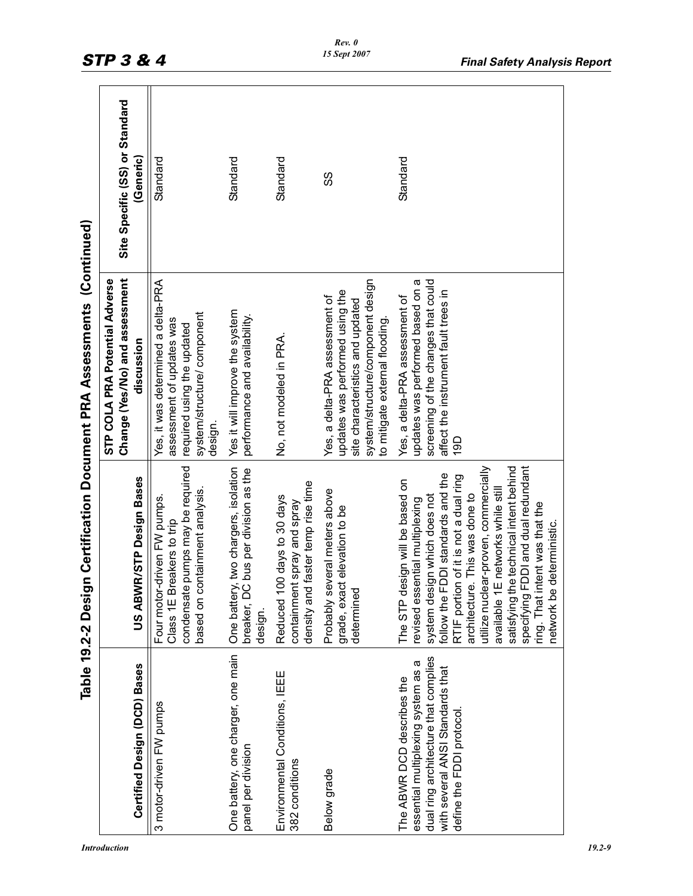## Table 19.2-2 Design Certification Document PRA Assessments (Continued)

| Certified Design (DCD) Bases | US ABWR/STP Design Bases | STP COLA PRA Potential Adverse Change (Yes/No) and assessment discussion | Site Specific (SS) or Standard (Generic) |
|---|---|---|---|
| 3 motor-driven FW pumps | Four motor-driven FW pumps. Class 1E Breakers to trip condensate pumps may be required based on containment analysis. | Yes, it was determined a delta-PRA assessment of updates was required using the updated system/structure/ component design. | Standard |
| One battery, one charger, one main panel per division | One battery, two chargers, isolation breaker, DC bus per division as the design. | Yes it will improve the system performance and availability. | Standard |
| Environmental Conditions, IEEE 382 conditions | Reduced 100 days to 30 days containment spray and spray density and faster temp rise time | No, not modeled in PRA. | Standard |
| Below grade | Probably several meters above grade, exact elevation to be determined | Yes, a delta-PRA assessment of updates was performed using the site characteristics and updated system/structure/component design to mitigate external flooding. | SS |
| The ABWR DCD describes the essential multiplexing system as a dual ring architecture that complies with several ANSI Standards that define the FDDI protocol. | The STP design will be based on revised essential multiplexing system design which does not follow the FDDI standards and the RTIF portion of it is not a dual ring architecture. This was done to utilize nuclear-proven, commercially available 1E networks while still satisfying the technical intent behind specifying FDDI and dual redundant ring. That intent was that the network be deterministic. | Yes, a delta-PRA assessment of updates was performed based on a screening of the changes that could affect the instrument fault trees in 19D | Standard |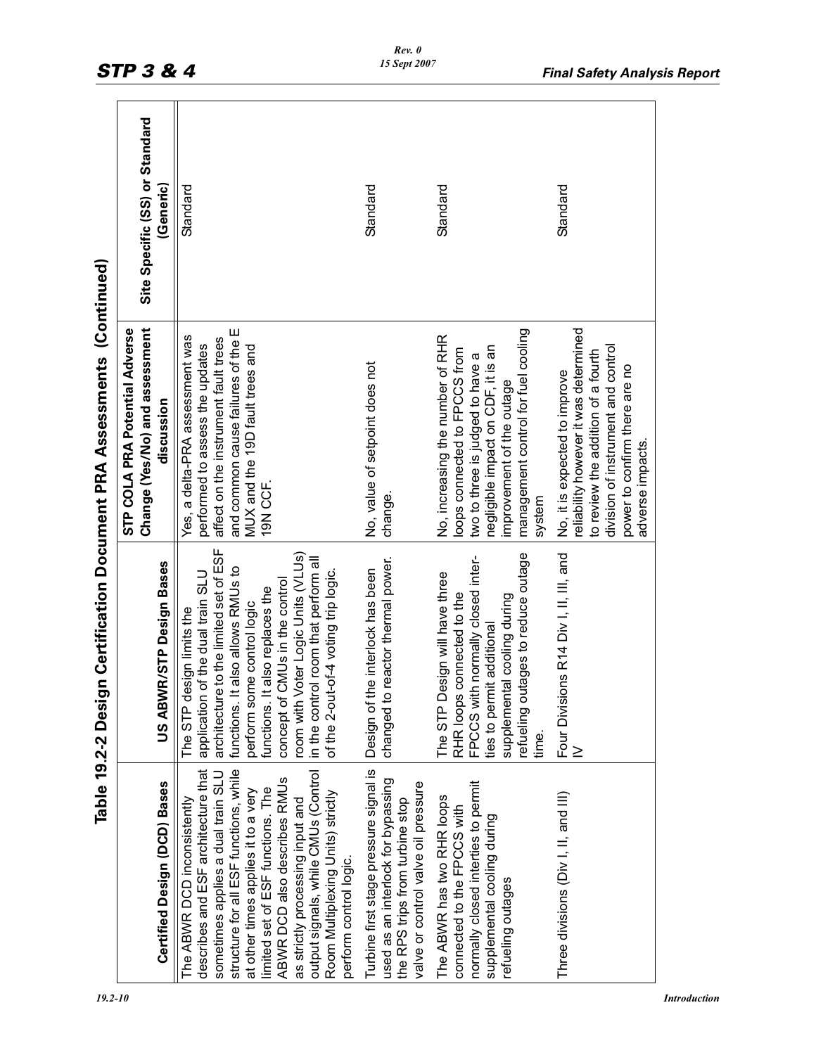## Table 19.2-2 Design Certification Document PRA Assessments (Continued)

| Certified Design (DCD) Bases | US ABWR/STP Design Bases | STP COLA PRA Potential Adverse Change (Yes/No) and assessment discussion | Site Specific (SS) or Standard (Generic) |
|---|---|---|---|
| The ABWR DCD inconsistently describes and ESF architecture that sometimes applies a dual train SLU structure for all ESF functions, while at other times applies it to a very limited set of ESF functions. The ABWR DCD also describes RMUs as strictly processing input and output signals, while CMUs (Control Room Multiplexing Units) strictly perform control logic. | The STP design limits the application of the dual train SLU architecture to the limited set of ESF functions. It also allows RMUs to perform some control logic functions. It also replaces the concept of CMUs in the control room with Voter Logic Units (VLUs) in the control room that perform all of the 2-out-of-4 voting trip logic. | Yes, a delta-PRA assessment was performed to assess the updates affect on the instrument fault trees and common cause failures of the E MUX and the 19D fault trees and 19N CCF. | Standard |
| Turbine first stage pressure signal is used as an interlock for bypassing the RPS trips from turbine stop valve or control valve oil pressure | Design of the interlock has been changed to reactor thermal power. | No, value of setpoint does not change. | Standard |
| The ABWR has two RHR loops connected to the FPCCS with normally closed interties to permit supplemental cooling during refueling outages | The STP Design will have three RHR loops connected to the FPCCS with normally closed inter-ties to permit additional supplemental cooling during refueling outages to reduce outage time. | No, increasing the number of RHR loops connected to FPCCS from two to three is judged to have a negligible impact on CDF, it is an improvement of the outage management control for fuel cooling system | Standard |
| Three divisions (Div I, II, and III) | Four Divisions R14 Div I, II, III, and IV | No, it is expected to improve reliability however it was determined to review the addition of a fourth division of instrument and control power to confirm there are no adverse impacts. | Standard |